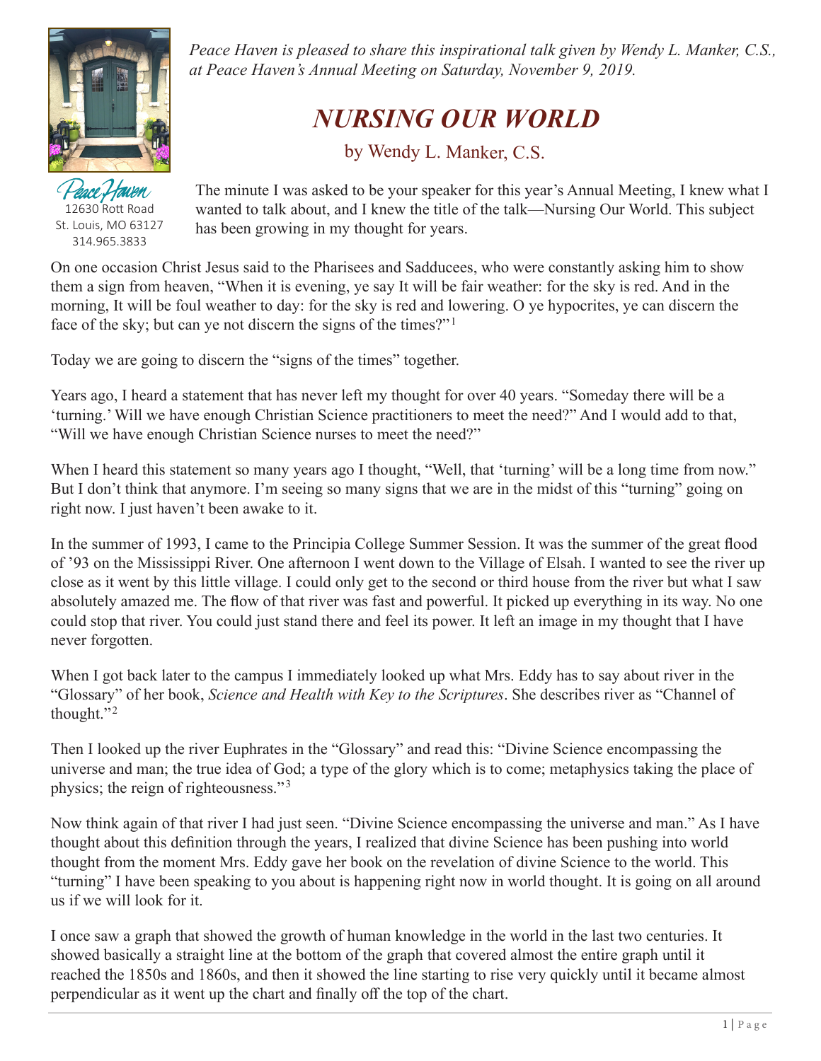Peace Haven
12630 Rott Road
St. Louis, MO 63127
314.965.3833

*Peace Haven is pleased to share this inspirational talk given by Wendy L. Manker, C.S., at Peace Haven's Annual Meeting on Saturday, November 9, 2019.*

# *NURSING OUR WORLD*

by Wendy L. Manker, C.S.

The minute I was asked to be your speaker for this year's Annual Meeting, I knew what I wanted to talk about, and I knew the title of the talk—Nursing Our World. This subject has been growing in my thought for years.

On one occasion Christ Jesus said to the Pharisees and Sadducees, who were constantly asking him to show them a sign from heaven, "When it is evening, ye say It will be fair weather: for the sky is red. And in the morning, It will be foul weather to day: for the sky is red and lowering. O ye hypocrites, ye can discern the face of the sky; but can ye not discern the signs of the times?"[1]

Today we are going to discern the "signs of the times" together.

Years ago, I heard a statement that has never left my thought for over 40 years. "Someday there will be a 'turning.' Will we have enough Christian Science practitioners to meet the need?" And I would add to that, "Will we have enough Christian Science nurses to meet the need?"

When I heard this statement so many years ago I thought, "Well, that 'turning' will be a long time from now." But I don't think that anymore. I'm seeing so many signs that we are in the midst of this "turning" going on right now. I just haven't been awake to it.

In the summer of 1993, I came to the Principia College Summer Session. It was the summer of the great flood of '93 on the Mississippi River. One afternoon I went down to the Village of Elsah. I wanted to see the river up close as it went by this little village. I could only get to the second or third house from the river but what I saw absolutely amazed me. The flow of that river was fast and powerful. It picked up everything in its way. No one could stop that river. You could just stand there and feel its power. It left an image in my thought that I have never forgotten.

When I got back later to the campus I immediately looked up what Mrs. Eddy has to say about river in the "Glossary" of her book, *Science and Health with Key to the Scriptures*. She describes river as "Channel of thought."[2]

Then I looked up the river Euphrates in the "Glossary" and read this: "Divine Science encompassing the universe and man; the true idea of God; a type of the glory which is to come; metaphysics taking the place of physics; the reign of righteousness."[3]

Now think again of that river I had just seen. "Divine Science encompassing the universe and man." As I have thought about this definition through the years, I realized that divine Science has been pushing into world thought from the moment Mrs. Eddy gave her book on the revelation of divine Science to the world. This "turning" I have been speaking to you about is happening right now in world thought. It is going on all around us if we will look for it.

I once saw a graph that showed the growth of human knowledge in the world in the last two centuries. It showed basically a straight line at the bottom of the graph that covered almost the entire graph until it reached the 1850s and 1860s, and then it showed the line starting to rise very quickly until it became almost perpendicular as it went up the chart and finally off the top of the chart.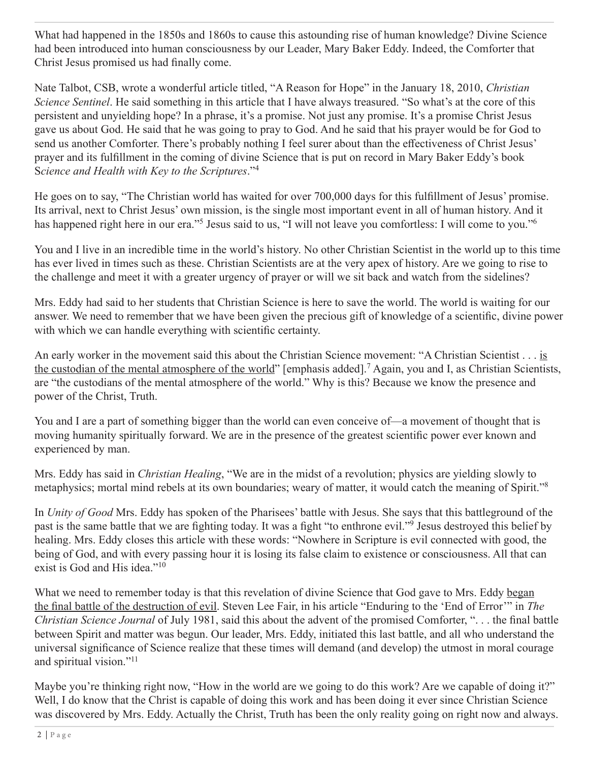What had happened in the 1850s and 1860s to cause this astounding rise of human knowledge? Divine Science had been introduced into human consciousness by our Leader, Mary Baker Eddy. Indeed, the Comforter that Christ Jesus promised us had finally come.

Nate Talbot, CSB, wrote a wonderful article titled, "A Reason for Hope" in the January 18, 2010, *Christian Science Sentinel*. He said something in this article that I have always treasured. "So what's at the core of this persistent and unyielding hope? In a phrase, it's a promise. Not just any promise. It's a promise Christ Jesus gave us about God. He said that he was going to pray to God. And he said that his prayer would be for God to send us another Comforter. There's probably nothing I feel surer about than the effectiveness of Christ Jesus' prayer and its fulfillment in the coming of divine Science that is put on record in Mary Baker Eddy's book S*cience and Health with Key to the Scriptures*."[4]

He goes on to say, "The Christian world has waited for over 700,000 days for this fulfillment of Jesus' promise. Its arrival, next to Christ Jesus' own mission, is the single most important event in all of human history. And it has happened right here in our era."[5] Jesus said to us, "I will not leave you comfortless: I will come to you."[6]

You and I live in an incredible time in the world's history. No other Christian Scientist in the world up to this time has ever lived in times such as these. Christian Scientists are at the very apex of history. Are we going to rise to the challenge and meet it with a greater urgency of prayer or will we sit back and watch from the sidelines?

Mrs. Eddy had said to her students that Christian Science is here to save the world. The world is waiting for our answer. We need to remember that we have been given the precious gift of knowledge of a scientific, divine power with which we can handle everything with scientific certainty.

An early worker in the movement said this about the Christian Science movement: "A Christian Scientist . . . <u>is the custodian of the mental atmosphere of the world</u>" [emphasis added].[7] Again, you and I, as Christian Scientists, are "the custodians of the mental atmosphere of the world." Why is this? Because we know the presence and power of the Christ, Truth.

You and I are a part of something bigger than the world can even conceive of—a movement of thought that is moving humanity spiritually forward. We are in the presence of the greatest scientific power ever known and experienced by man.

Mrs. Eddy has said in *Christian Healing*, "We are in the midst of a revolution; physics are yielding slowly to metaphysics; mortal mind rebels at its own boundaries; weary of matter, it would catch the meaning of Spirit."[8]

In *Unity of Good* Mrs. Eddy has spoken of the Pharisees' battle with Jesus. She says that this battleground of the past is the same battle that we are fighting today. It was a fight "to enthrone evil."[9] Jesus destroyed this belief by healing. Mrs. Eddy closes this article with these words: "Nowhere in Scripture is evil connected with good, the being of God, and with every passing hour it is losing its false claim to existence or consciousness. All that can exist is God and His idea."[10]

What we need to remember today is that this revelation of divine Science that God gave to Mrs. Eddy <u>began the final battle of the destruction of evil</u>. Steven Lee Fair, in his article "Enduring to the 'End of Error'" in *The Christian Science Journal* of July 1981, said this about the advent of the promised Comforter, ". . . the final battle between Spirit and matter was begun. Our leader, Mrs. Eddy, initiated this last battle, and all who understand the universal significance of Science realize that these times will demand (and develop) the utmost in moral courage and spiritual vision."[11]

Maybe you're thinking right now, "How in the world are we going to do this work? Are we capable of doing it?" Well, I do know that the Christ is capable of doing this work and has been doing it ever since Christian Science was discovered by Mrs. Eddy. Actually the Christ, Truth has been the only reality going on right now and always.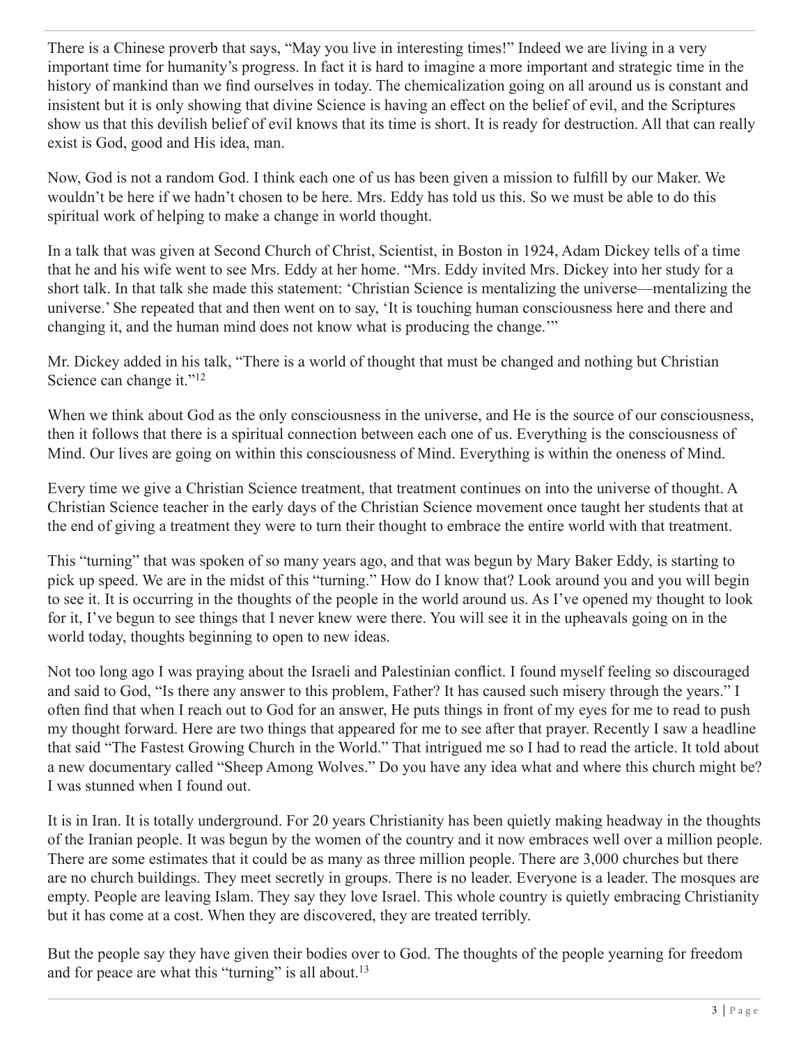There is a Chinese proverb that says, "May you live in interesting times!" Indeed we are living in a very important time for humanity's progress. In fact it is hard to imagine a more important and strategic time in the history of mankind than we find ourselves in today. The chemicalization going on all around us is constant and insistent but it is only showing that divine Science is having an effect on the belief of evil, and the Scriptures show us that this devilish belief of evil knows that its time is short. It is ready for destruction. All that can really exist is God, good and His idea, man.

Now, God is not a random God. I think each one of us has been given a mission to fulfill by our Maker. We wouldn't be here if we hadn't chosen to be here. Mrs. Eddy has told us this. So we must be able to do this spiritual work of helping to make a change in world thought.

In a talk that was given at Second Church of Christ, Scientist, in Boston in 1924, Adam Dickey tells of a time that he and his wife went to see Mrs. Eddy at her home. "Mrs. Eddy invited Mrs. Dickey into her study for a short talk. In that talk she made this statement: 'Christian Science is mentalizing the universe—mentalizing the universe.' She repeated that and then went on to say, 'It is touching human consciousness here and there and changing it, and the human mind does not know what is producing the change.'"

Mr. Dickey added in his talk, "There is a world of thought that must be changed and nothing but Christian Science can change it."[12]

When we think about God as the only consciousness in the universe, and He is the source of our consciousness, then it follows that there is a spiritual connection between each one of us. Everything is the consciousness of Mind. Our lives are going on within this consciousness of Mind. Everything is within the oneness of Mind.

Every time we give a Christian Science treatment, that treatment continues on into the universe of thought. A Christian Science teacher in the early days of the Christian Science movement once taught her students that at the end of giving a treatment they were to turn their thought to embrace the entire world with that treatment.

This "turning" that was spoken of so many years ago, and that was begun by Mary Baker Eddy, is starting to pick up speed. We are in the midst of this "turning." How do I know that? Look around you and you will begin to see it. It is occurring in the thoughts of the people in the world around us. As I've opened my thought to look for it, I've begun to see things that I never knew were there. You will see it in the upheavals going on in the world today, thoughts beginning to open to new ideas.

Not too long ago I was praying about the Israeli and Palestinian conflict. I found myself feeling so discouraged and said to God, "Is there any answer to this problem, Father? It has caused such misery through the years." I often find that when I reach out to God for an answer, He puts things in front of my eyes for me to read to push my thought forward. Here are two things that appeared for me to see after that prayer. Recently I saw a headline that said "The Fastest Growing Church in the World." That intrigued me so I had to read the article. It told about a new documentary called "Sheep Among Wolves." Do you have any idea what and where this church might be? I was stunned when I found out.

It is in Iran. It is totally underground. For 20 years Christianity has been quietly making headway in the thoughts of the Iranian people. It was begun by the women of the country and it now embraces well over a million people. There are some estimates that it could be as many as three million people. There are 3,000 churches but there are no church buildings. They meet secretly in groups. There is no leader. Everyone is a leader. The mosques are empty. People are leaving Islam. They say they love Israel. This whole country is quietly embracing Christianity but it has come at a cost. When they are discovered, they are treated terribly.

But the people say they have given their bodies over to God. The thoughts of the people yearning for freedom and for peace are what this "turning" is all about.[13]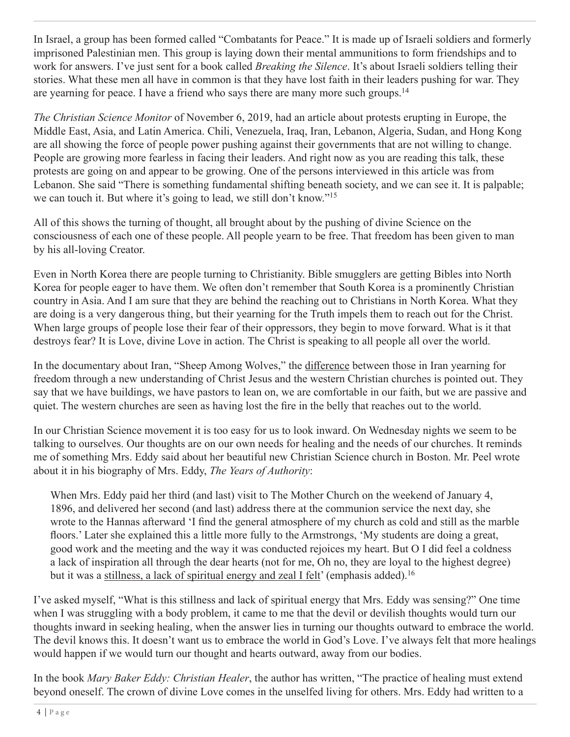In Israel, a group has been formed called "Combatants for Peace." It is made up of Israeli soldiers and formerly imprisoned Palestinian men. This group is laying down their mental ammunitions to form friendships and to work for answers. I've just sent for a book called *Breaking the Silence*. It's about Israeli soldiers telling their stories. What these men all have in common is that they have lost faith in their leaders pushing for war. They are yearning for peace. I have a friend who says there are many more such groups.[14]

*The Christian Science Monitor* of November 6, 2019, had an article about protests erupting in Europe, the Middle East, Asia, and Latin America. Chili, Venezuela, Iraq, Iran, Lebanon, Algeria, Sudan, and Hong Kong are all showing the force of people power pushing against their governments that are not willing to change. People are growing more fearless in facing their leaders. And right now as you are reading this talk, these protests are going on and appear to be growing. One of the persons interviewed in this article was from Lebanon. She said "There is something fundamental shifting beneath society, and we can see it. It is palpable; we can touch it. But where it's going to lead, we still don't know."[15]

All of this shows the turning of thought, all brought about by the pushing of divine Science on the consciousness of each one of these people. All people yearn to be free. That freedom has been given to man by his all-loving Creator.

Even in North Korea there are people turning to Christianity. Bible smugglers are getting Bibles into North Korea for people eager to have them. We often don't remember that South Korea is a prominently Christian country in Asia. And I am sure that they are behind the reaching out to Christians in North Korea. What they are doing is a very dangerous thing, but their yearning for the Truth impels them to reach out for the Christ. When large groups of people lose their fear of their oppressors, they begin to move forward. What is it that destroys fear? It is Love, divine Love in action. The Christ is speaking to all people all over the world.

In the documentary about Iran, "Sheep Among Wolves," the <u>difference</u> between those in Iran yearning for freedom through a new understanding of Christ Jesus and the western Christian churches is pointed out. They say that we have buildings, we have pastors to lean on, we are comfortable in our faith, but we are passive and quiet. The western churches are seen as having lost the fire in the belly that reaches out to the world.

In our Christian Science movement it is too easy for us to look inward. On Wednesday nights we seem to be talking to ourselves. Our thoughts are on our own needs for healing and the needs of our churches. It reminds me of something Mrs. Eddy said about her beautiful new Christian Science church in Boston. Mr. Peel wrote about it in his biography of Mrs. Eddy, *The Years of Authority*:

> When Mrs. Eddy paid her third (and last) visit to The Mother Church on the weekend of January 4, 1896, and delivered her second (and last) address there at the communion service the next day, she wrote to the Hannas afterward 'I find the general atmosphere of my church as cold and still as the marble floors.' Later she explained this a little more fully to the Armstrongs, 'My students are doing a great, good work and the meeting and the way it was conducted rejoices my heart. But O I did feel a coldness a lack of inspiration all through the dear hearts (not for me, Oh no, they are loyal to the highest degree) but it was a <u>stillness, a lack of spiritual energy and zeal I felt</u>' (emphasis added).[16]

I've asked myself, "What is this stillness and lack of spiritual energy that Mrs. Eddy was sensing?" One time when I was struggling with a body problem, it came to me that the devil or devilish thoughts would turn our thoughts inward in seeking healing, when the answer lies in turning our thoughts outward to embrace the world. The devil knows this. It doesn't want us to embrace the world in God's Love. I've always felt that more healings would happen if we would turn our thought and hearts outward, away from our bodies.

In the book *Mary Baker Eddy: Christian Healer*, the author has written, "The practice of healing must extend beyond oneself. The crown of divine Love comes in the unselfed living for others. Mrs. Eddy had written to a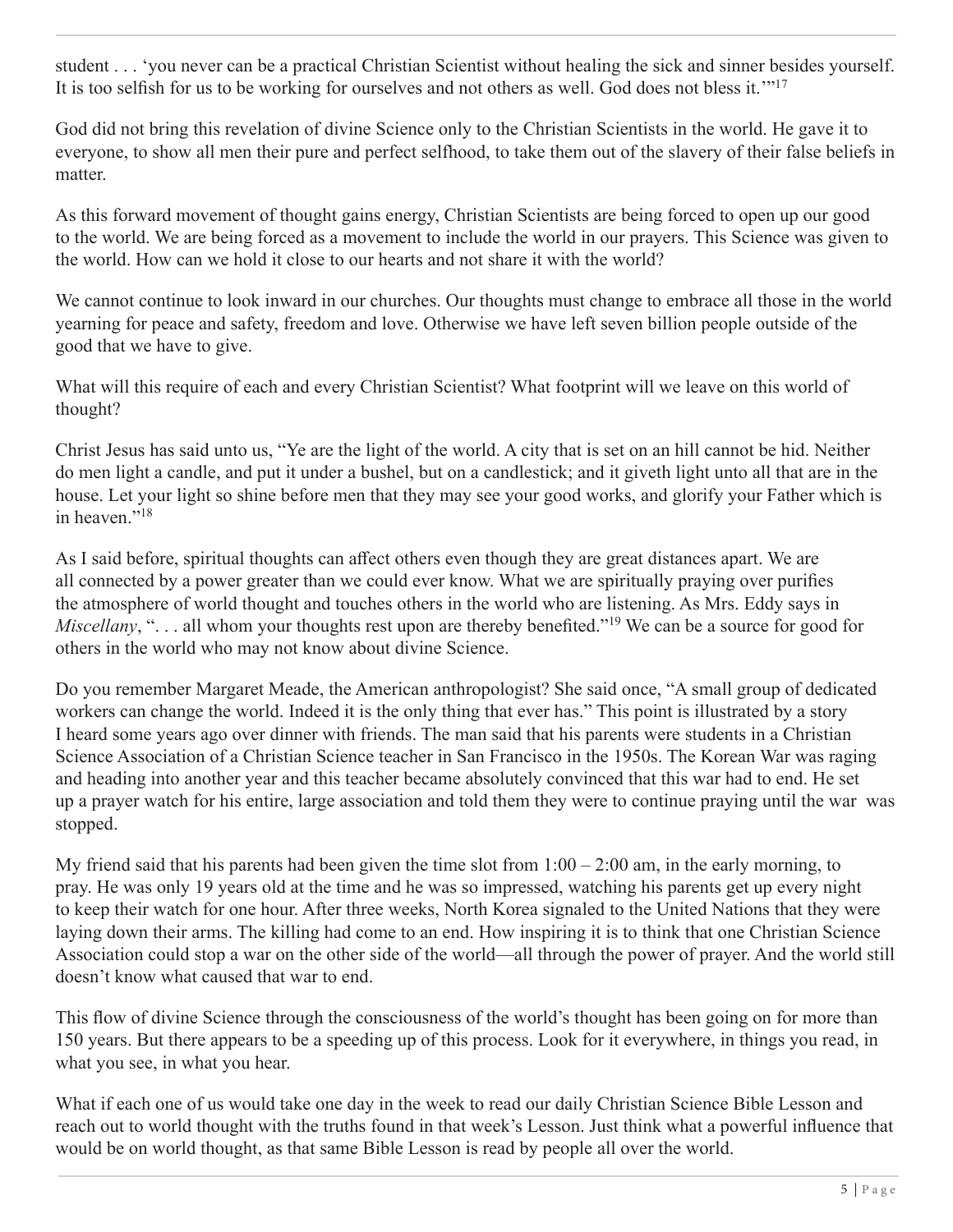student . . . 'you never can be a practical Christian Scientist without healing the sick and sinner besides yourself. It is too selfish for us to be working for ourselves and not others as well. God does not bless it.'"[17]

God did not bring this revelation of divine Science only to the Christian Scientists in the world. He gave it to everyone, to show all men their pure and perfect selfhood, to take them out of the slavery of their false beliefs in matter.

As this forward movement of thought gains energy, Christian Scientists are being forced to open up our good to the world. We are being forced as a movement to include the world in our prayers. This Science was given to the world. How can we hold it close to our hearts and not share it with the world?

We cannot continue to look inward in our churches. Our thoughts must change to embrace all those in the world yearning for peace and safety, freedom and love. Otherwise we have left seven billion people outside of the good that we have to give.

What will this require of each and every Christian Scientist? What footprint will we leave on this world of thought?

Christ Jesus has said unto us, "Ye are the light of the world. A city that is set on an hill cannot be hid. Neither do men light a candle, and put it under a bushel, but on a candlestick; and it giveth light unto all that are in the house. Let your light so shine before men that they may see your good works, and glorify your Father which is in heaven."[18]

As I said before, spiritual thoughts can affect others even though they are great distances apart. We are all connected by a power greater than we could ever know. What we are spiritually praying over purifies the atmosphere of world thought and touches others in the world who are listening. As Mrs. Eddy says in *Miscellany*, ". . . all whom your thoughts rest upon are thereby benefited."[19] We can be a source for good for others in the world who may not know about divine Science.

Do you remember Margaret Meade, the American anthropologist? She said once, "A small group of dedicated workers can change the world. Indeed it is the only thing that ever has." This point is illustrated by a story I heard some years ago over dinner with friends. The man said that his parents were students in a Christian Science Association of a Christian Science teacher in San Francisco in the 1950s. The Korean War was raging and heading into another year and this teacher became absolutely convinced that this war had to end. He set up a prayer watch for his entire, large association and told them they were to continue praying until the war was stopped.

My friend said that his parents had been given the time slot from 1:00 – 2:00 am, in the early morning, to pray. He was only 19 years old at the time and he was so impressed, watching his parents get up every night to keep their watch for one hour. After three weeks, North Korea signaled to the United Nations that they were laying down their arms. The killing had come to an end. How inspiring it is to think that one Christian Science Association could stop a war on the other side of the world—all through the power of prayer. And the world still doesn't know what caused that war to end.

This flow of divine Science through the consciousness of the world's thought has been going on for more than 150 years. But there appears to be a speeding up of this process. Look for it everywhere, in things you read, in what you see, in what you hear.

What if each one of us would take one day in the week to read our daily Christian Science Bible Lesson and reach out to world thought with the truths found in that week's Lesson. Just think what a powerful influence that would be on world thought, as that same Bible Lesson is read by people all over the world.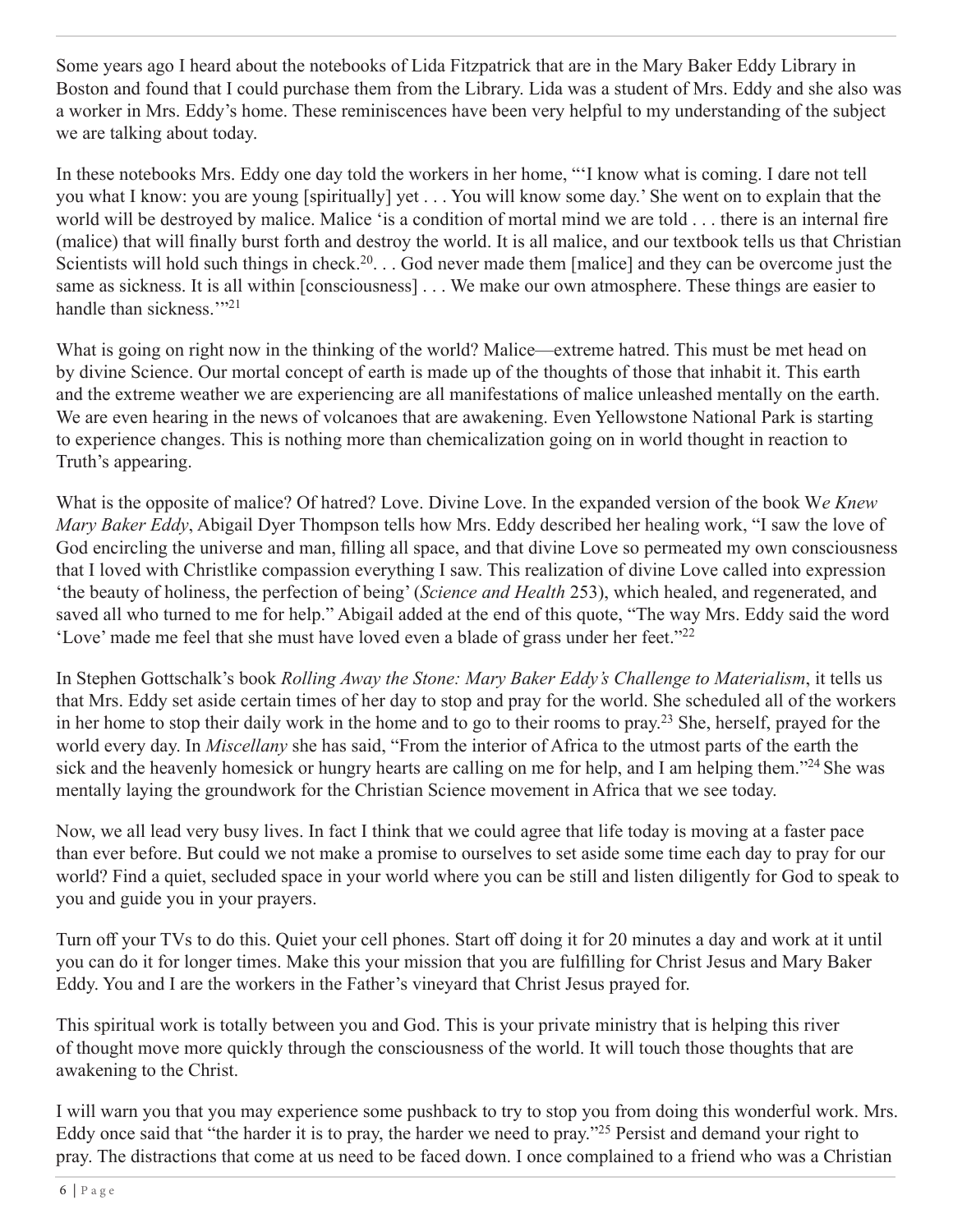Some years ago I heard about the notebooks of Lida Fitzpatrick that are in the Mary Baker Eddy Library in Boston and found that I could purchase them from the Library. Lida was a student of Mrs. Eddy and she also was a worker in Mrs. Eddy's home. These reminiscences have been very helpful to my understanding of the subject we are talking about today.

In these notebooks Mrs. Eddy one day told the workers in her home, "'I know what is coming. I dare not tell you what I know: you are young [spiritually] yet . . . You will know some day.' She went on to explain that the world will be destroyed by malice. Malice 'is a condition of mortal mind we are told . . . there is an internal fire (malice) that will finally burst forth and destroy the world. It is all malice, and our textbook tells us that Christian Scientists will hold such things in check.[20]. . . God never made them [malice] and they can be overcome just the same as sickness. It is all within [consciousness] . . . We make our own atmosphere. These things are easier to handle than sickness.'"[21]

What is going on right now in the thinking of the world? Malice—extreme hatred. This must be met head on by divine Science. Our mortal concept of earth is made up of the thoughts of those that inhabit it. This earth and the extreme weather we are experiencing are all manifestations of malice unleashed mentally on the earth. We are even hearing in the news of volcanoes that are awakening. Even Yellowstone National Park is starting to experience changes. This is nothing more than chemicalization going on in world thought in reaction to Truth's appearing.

What is the opposite of malice? Of hatred? Love. Divine Love. In the expanded version of the book W*e Knew Mary Baker Eddy*, Abigail Dyer Thompson tells how Mrs. Eddy described her healing work, "I saw the love of God encircling the universe and man, filling all space, and that divine Love so permeated my own consciousness that I loved with Christlike compassion everything I saw. This realization of divine Love called into expression 'the beauty of holiness, the perfection of being' (*Science and Health* 253), which healed, and regenerated, and saved all who turned to me for help." Abigail added at the end of this quote, "The way Mrs. Eddy said the word 'Love' made me feel that she must have loved even a blade of grass under her feet."[22]

In Stephen Gottschalk's book *Rolling Away the Stone: Mary Baker Eddy's Challenge to Materialism*, it tells us that Mrs. Eddy set aside certain times of her day to stop and pray for the world. She scheduled all of the workers in her home to stop their daily work in the home and to go to their rooms to pray.[23] She, herself, prayed for the world every day. In *Miscellany* she has said, "From the interior of Africa to the utmost parts of the earth the sick and the heavenly homesick or hungry hearts are calling on me for help, and I am helping them."[24] She was mentally laying the groundwork for the Christian Science movement in Africa that we see today.

Now, we all lead very busy lives. In fact I think that we could agree that life today is moving at a faster pace than ever before. But could we not make a promise to ourselves to set aside some time each day to pray for our world? Find a quiet, secluded space in your world where you can be still and listen diligently for God to speak to you and guide you in your prayers.

Turn off your TVs to do this. Quiet your cell phones. Start off doing it for 20 minutes a day and work at it until you can do it for longer times. Make this your mission that you are fulfilling for Christ Jesus and Mary Baker Eddy. You and I are the workers in the Father's vineyard that Christ Jesus prayed for.

This spiritual work is totally between you and God. This is your private ministry that is helping this river of thought move more quickly through the consciousness of the world. It will touch those thoughts that are awakening to the Christ.

I will warn you that you may experience some pushback to try to stop you from doing this wonderful work. Mrs. Eddy once said that "the harder it is to pray, the harder we need to pray."[25] Persist and demand your right to pray. The distractions that come at us need to be faced down. I once complained to a friend who was a Christian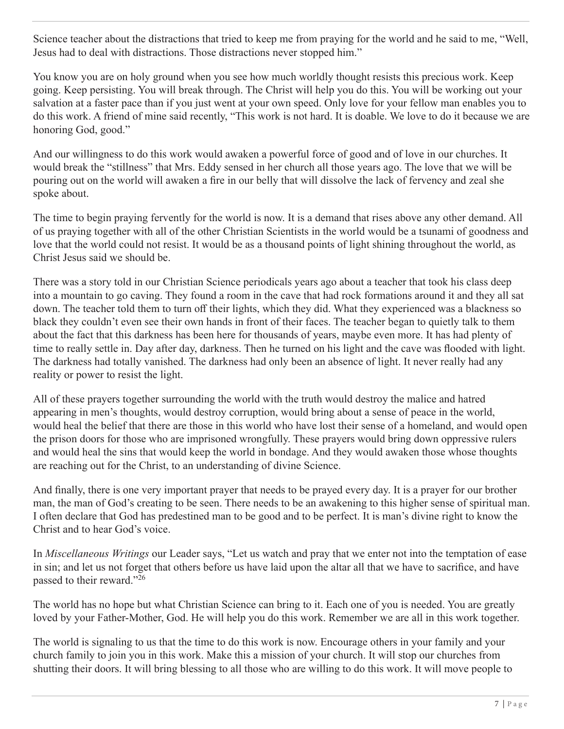Science teacher about the distractions that tried to keep me from praying for the world and he said to me, "Well, Jesus had to deal with distractions. Those distractions never stopped him."

You know you are on holy ground when you see how much worldly thought resists this precious work. Keep going. Keep persisting. You will break through. The Christ will help you do this. You will be working out your salvation at a faster pace than if you just went at your own speed. Only love for your fellow man enables you to do this work. A friend of mine said recently, "This work is not hard. It is doable. We love to do it because we are honoring God, good."

And our willingness to do this work would awaken a powerful force of good and of love in our churches. It would break the "stillness" that Mrs. Eddy sensed in her church all those years ago. The love that we will be pouring out on the world will awaken a fire in our belly that will dissolve the lack of fervency and zeal she spoke about.

The time to begin praying fervently for the world is now. It is a demand that rises above any other demand. All of us praying together with all of the other Christian Scientists in the world would be a tsunami of goodness and love that the world could not resist. It would be as a thousand points of light shining throughout the world, as Christ Jesus said we should be.

There was a story told in our Christian Science periodicals years ago about a teacher that took his class deep into a mountain to go caving. They found a room in the cave that had rock formations around it and they all sat down. The teacher told them to turn off their lights, which they did. What they experienced was a blackness so black they couldn't even see their own hands in front of their faces. The teacher began to quietly talk to them about the fact that this darkness has been here for thousands of years, maybe even more. It has had plenty of time to really settle in. Day after day, darkness. Then he turned on his light and the cave was flooded with light. The darkness had totally vanished. The darkness had only been an absence of light. It never really had any reality or power to resist the light.

All of these prayers together surrounding the world with the truth would destroy the malice and hatred appearing in men's thoughts, would destroy corruption, would bring about a sense of peace in the world, would heal the belief that there are those in this world who have lost their sense of a homeland, and would open the prison doors for those who are imprisoned wrongfully. These prayers would bring down oppressive rulers and would heal the sins that would keep the world in bondage. And they would awaken those whose thoughts are reaching out for the Christ, to an understanding of divine Science.

And finally, there is one very important prayer that needs to be prayed every day. It is a prayer for our brother man, the man of God's creating to be seen. There needs to be an awakening to this higher sense of spiritual man. I often declare that God has predestined man to be good and to be perfect. It is man's divine right to know the Christ and to hear God's voice.

In *Miscellaneous Writings* our Leader says, "Let us watch and pray that we enter not into the temptation of ease in sin; and let us not forget that others before us have laid upon the altar all that we have to sacrifice, and have passed to their reward."[26]

The world has no hope but what Christian Science can bring to it. Each one of you is needed. You are greatly loved by your Father-Mother, God. He will help you do this work. Remember we are all in this work together.

The world is signaling to us that the time to do this work is now. Encourage others in your family and your church family to join you in this work. Make this a mission of your church. It will stop our churches from shutting their doors. It will bring blessing to all those who are willing to do this work. It will move people to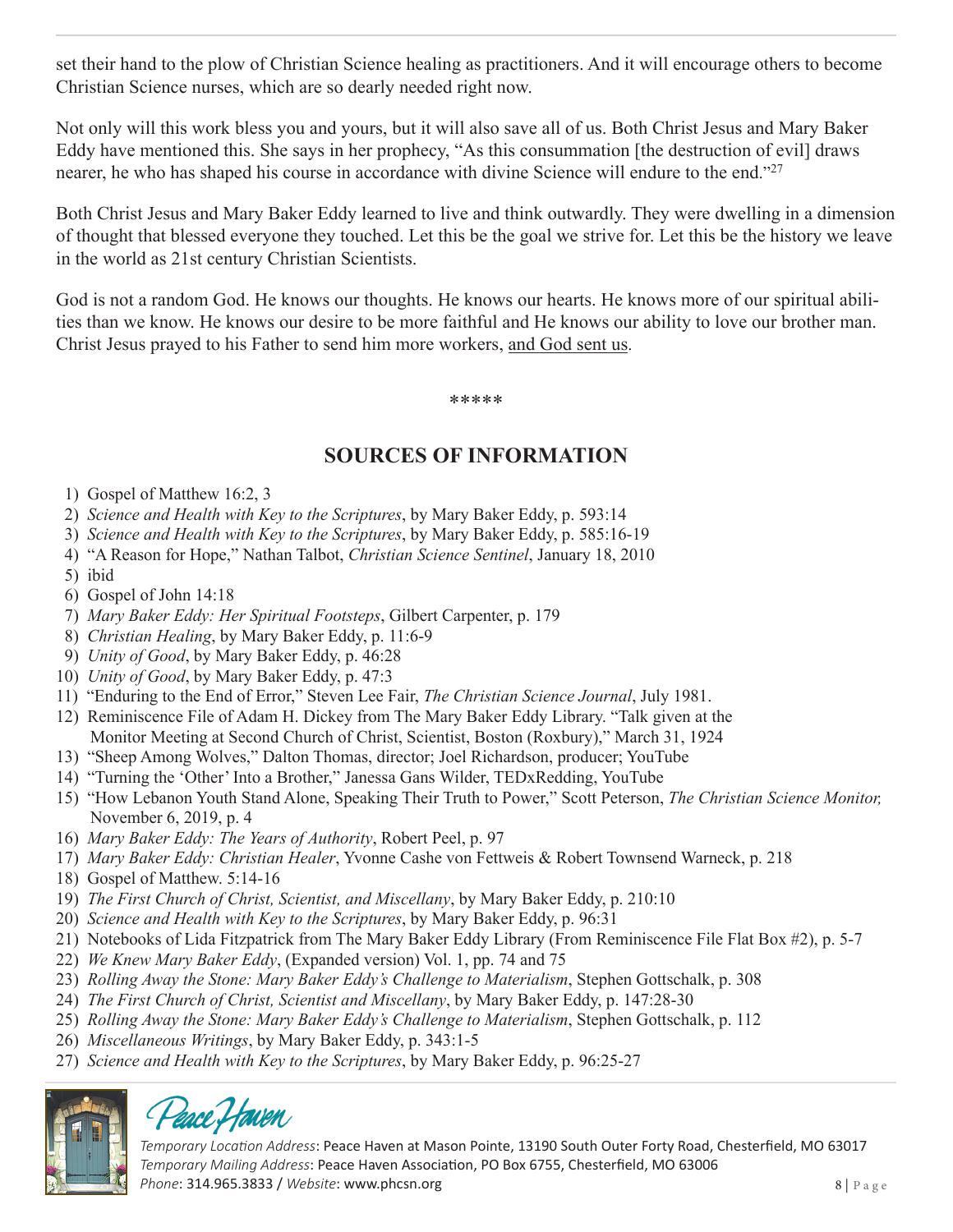set their hand to the plow of Christian Science healing as practitioners. And it will encourage others to become Christian Science nurses, which are so dearly needed right now.

Not only will this work bless you and yours, but it will also save all of us. Both Christ Jesus and Mary Baker Eddy have mentioned this. She says in her prophecy, "As this consummation [the destruction of evil] draws nearer, he who has shaped his course in accordance with divine Science will endure to the end."[27]

Both Christ Jesus and Mary Baker Eddy learned to live and think outwardly. They were dwelling in a dimension of thought that blessed everyone they touched. Let this be the goal we strive for. Let this be the history we leave in the world as 21st century Christian Scientists.

God is not a random God. He knows our thoughts. He knows our hearts. He knows more of our spiritual abilities than we know. He knows our desire to be more faithful and He knows our ability to love our brother man. Christ Jesus prayed to his Father to send him more workers, <u>and God sent us</u>.

\*\*\*\*\*

## SOURCES OF INFORMATION

1) Gospel of Matthew 16:2, 3
2) *Science and Health with Key to the Scriptures*, by Mary Baker Eddy, p. 593:14
3) *Science and Health with Key to the Scriptures*, by Mary Baker Eddy, p. 585:16-19
4) "A Reason for Hope," Nathan Talbot, *Christian Science Sentinel*, January 18, 2010
5) ibid
6) Gospel of John 14:18
7) *Mary Baker Eddy: Her Spiritual Footsteps*, Gilbert Carpenter, p. 179
8) *Christian Healing*, by Mary Baker Eddy, p. 11:6-9
9) *Unity of Good*, by Mary Baker Eddy, p. 46:28
10) *Unity of Good*, by Mary Baker Eddy, p. 47:3
11) "Enduring to the End of Error," Steven Lee Fair, *The Christian Science Journal*, July 1981.
12) Reminiscence File of Adam H. Dickey from The Mary Baker Eddy Library. "Talk given at the Monitor Meeting at Second Church of Christ, Scientist, Boston (Roxbury)," March 31, 1924
13) "Sheep Among Wolves," Dalton Thomas, director; Joel Richardson, producer; YouTube
14) "Turning the 'Other' Into a Brother," Janessa Gans Wilder, TEDxRedding, YouTube
15) "How Lebanon Youth Stand Alone, Speaking Their Truth to Power," Scott Peterson, *The Christian Science Monitor,* November 6, 2019, p. 4
16) *Mary Baker Eddy: The Years of Authority*, Robert Peel, p. 97
17) *Mary Baker Eddy: Christian Healer*, Yvonne Cashe von Fettweis & Robert Townsend Warneck, p. 218
18) Gospel of Matthew. 5:14-16
19) *The First Church of Christ, Scientist, and Miscellany*, by Mary Baker Eddy, p. 210:10
20) *Science and Health with Key to the Scriptures*, by Mary Baker Eddy, p. 96:31
21) Notebooks of Lida Fitzpatrick from The Mary Baker Eddy Library (From Reminiscence File Flat Box #2), p. 5-7
22) *We Knew Mary Baker Eddy*, (Expanded version) Vol. 1, pp. 74 and 75
23) *Rolling Away the Stone: Mary Baker Eddy's Challenge to Materialism*, Stephen Gottschalk, p. 308
24) *The First Church of Christ, Scientist and Miscellany*, by Mary Baker Eddy, p. 147:28-30
25) *Rolling Away the Stone: Mary Baker Eddy's Challenge to Materialism*, Stephen Gottschalk, p. 112
26) *Miscellaneous Writings*, by Mary Baker Eddy, p. 343:1-5
27) *Science and Health with Key to the Scriptures*, by Mary Baker Eddy, p. 96:25-27